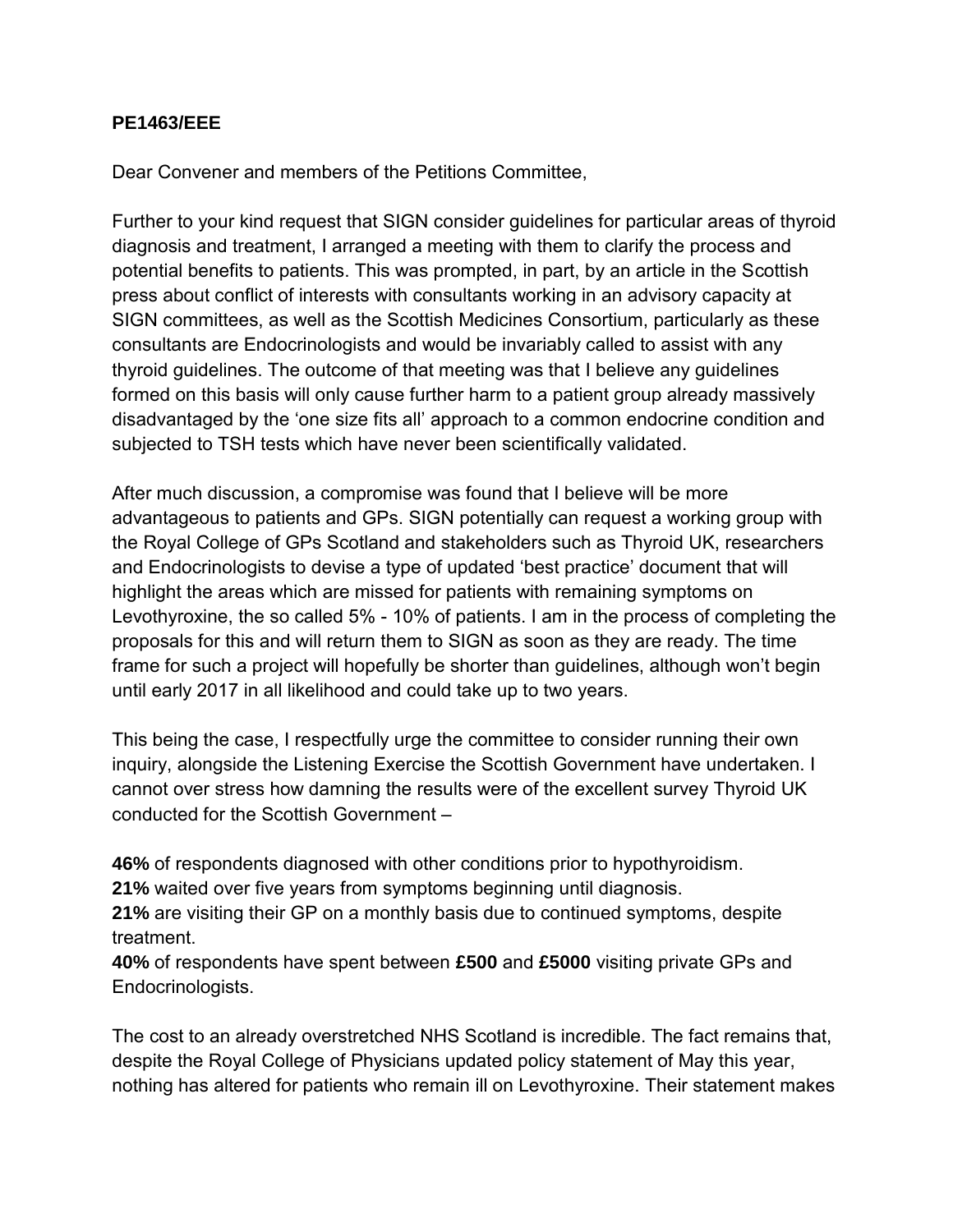**PE1463/EEE**

Dear Convener and members of the Petitions Committee,

Further to your kind request that SIGN consider guidelines for particular areas of thyroid diagnosis and treatment, I arranged a meeting with them to clarify the process and potential benefits to patients. This was prompted, in part, by an article in the Scottish press about conflict of interests with consultants working in an advisory capacity at SIGN committees, as well as the Scottish Medicines Consortium, particularly as these consultants are Endocrinologists and would be invariably called to assist with any thyroid guidelines. The outcome of that meeting was that I believe any guidelines formed on this basis will only cause further harm to a patient group already massively disadvantaged by the 'one size fits all' approach to a common endocrine condition and subjected to TSH tests which have never been scientifically validated.

After much discussion, a compromise was found that I believe will be more advantageous to patients and GPs. SIGN potentially can request a working group with the Royal College of GPs Scotland and stakeholders such as Thyroid UK, researchers and Endocrinologists to devise a type of updated 'best practice' document that will highlight the areas which are missed for patients with remaining symptoms on Levothyroxine, the so called 5% - 10% of patients. I am in the process of completing the proposals for this and will return them to SIGN as soon as they are ready. The time frame for such a project will hopefully be shorter than guidelines, although won't begin until early 2017 in all likelihood and could take up to two years.

This being the case, I respectfully urge the committee to consider running their own inquiry, alongside the Listening Exercise the Scottish Government have undertaken. I cannot over stress how damning the results were of the excellent survey Thyroid UK conducted for the Scottish Government –

**46%** of respondents diagnosed with other conditions prior to hypothyroidism.
**21%** waited over five years from symptoms beginning until diagnosis.
**21%** are visiting their GP on a monthly basis due to continued symptoms, despite treatment.
**40%** of respondents have spent between **£500** and **£5000** visiting private GPs and Endocrinologists.

The cost to an already overstretched NHS Scotland is incredible. The fact remains that, despite the Royal College of Physicians updated policy statement of May this year, nothing has altered for patients who remain ill on Levothyroxine. Their statement makes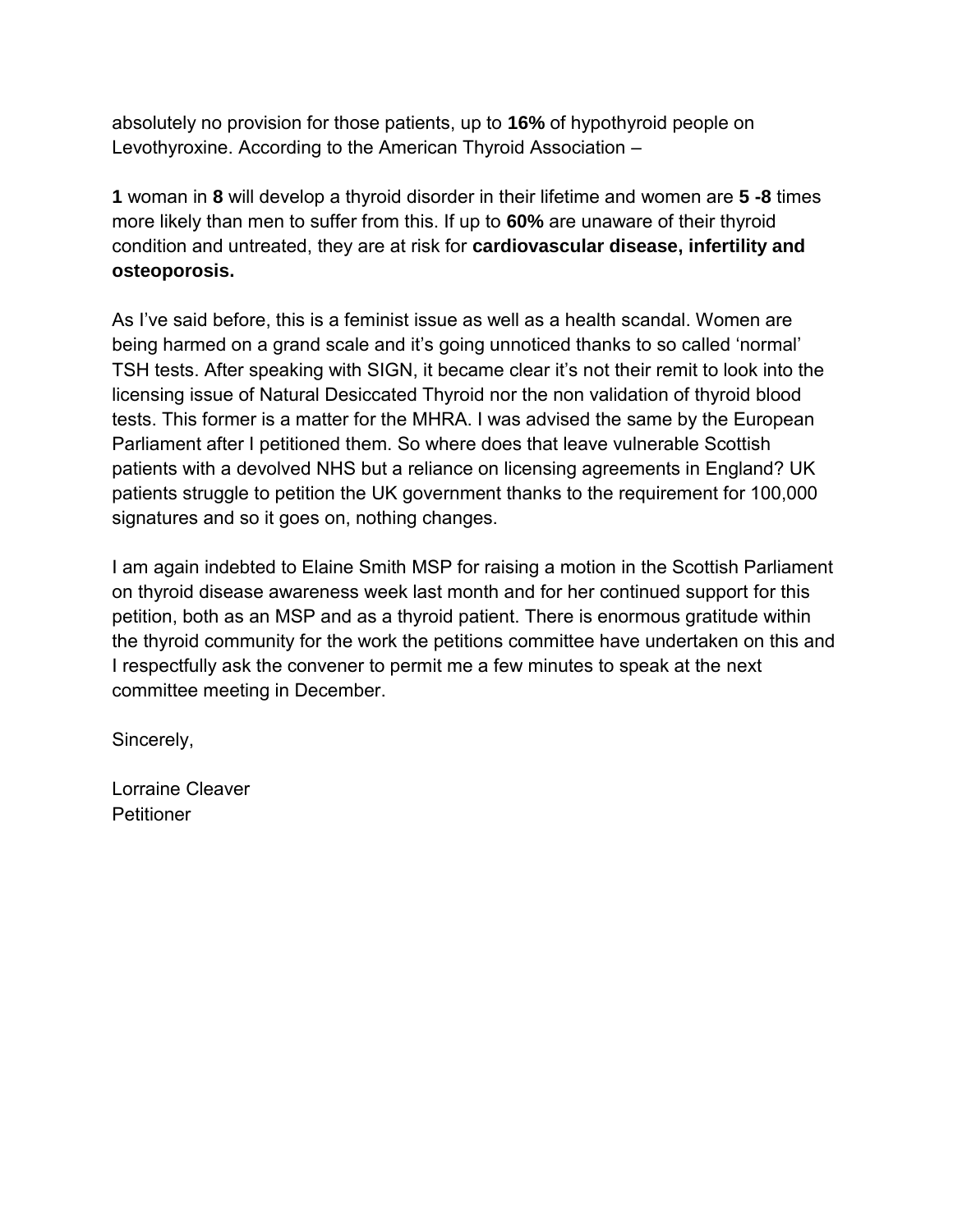absolutely no provision for those patients, up to **16%** of hypothyroid people on Levothyroxine. According to the American Thyroid Association –

**1** woman in **8** will develop a thyroid disorder in their lifetime and women are **5 -8** times more likely than men to suffer from this. If up to **60%** are unaware of their thyroid condition and untreated, they are at risk for **cardiovascular disease, infertility and osteoporosis.**

As I've said before, this is a feminist issue as well as a health scandal. Women are being harmed on a grand scale and it's going unnoticed thanks to so called 'normal' TSH tests. After speaking with SIGN, it became clear it's not their remit to look into the licensing issue of Natural Desiccated Thyroid nor the non validation of thyroid blood tests. This former is a matter for the MHRA. I was advised the same by the European Parliament after I petitioned them. So where does that leave vulnerable Scottish patients with a devolved NHS but a reliance on licensing agreements in England? UK patients struggle to petition the UK government thanks to the requirement for 100,000 signatures and so it goes on, nothing changes.

I am again indebted to Elaine Smith MSP for raising a motion in the Scottish Parliament on thyroid disease awareness week last month and for her continued support for this petition, both as an MSP and as a thyroid patient. There is enormous gratitude within the thyroid community for the work the petitions committee have undertaken on this and I respectfully ask the convener to permit me a few minutes to speak at the next committee meeting in December.

Sincerely,

Lorraine Cleaver
Petitioner